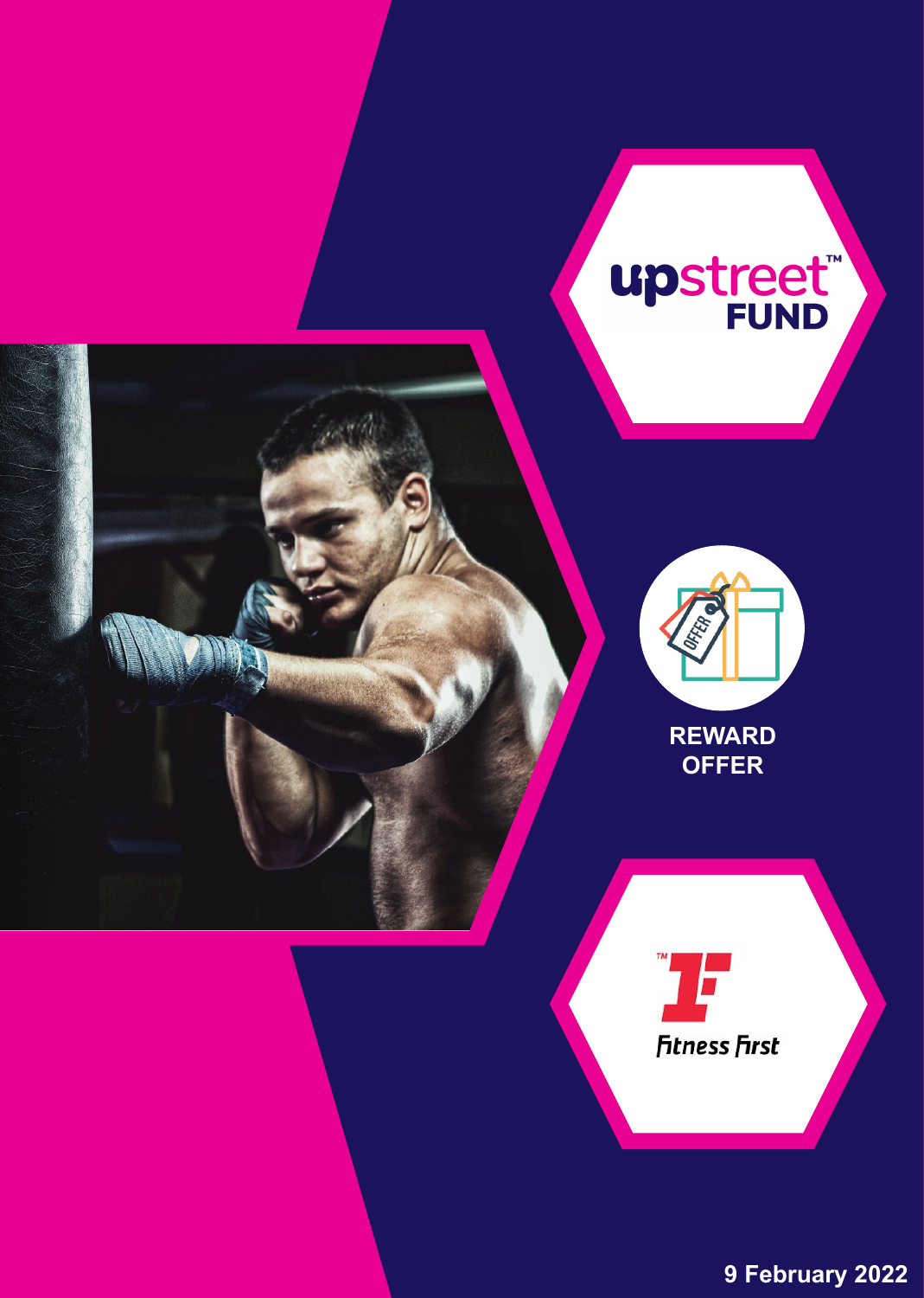# upstreet™ FUND

**REWARD OFFER**

Fitness First

**9 February 2022**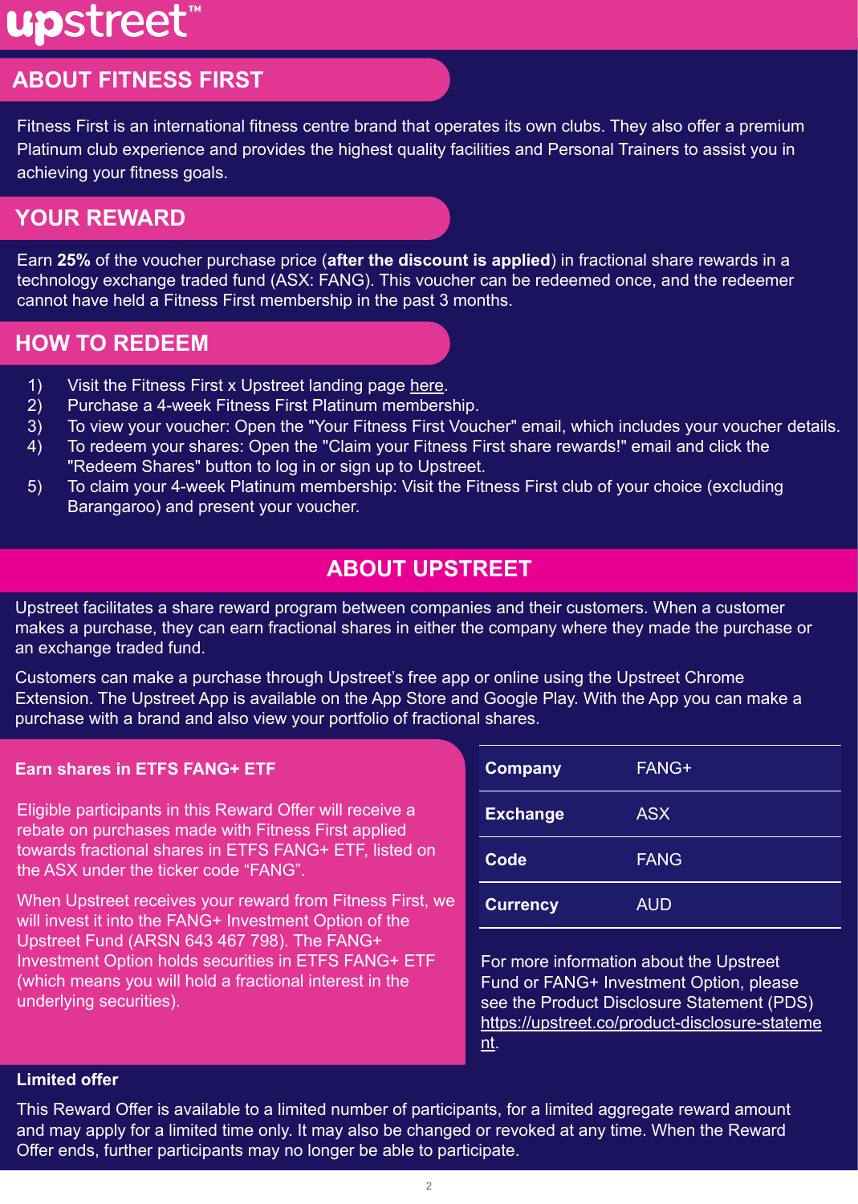upstreet™

## ABOUT FITNESS FIRST

Fitness First is an international fitness centre brand that operates its own clubs. They also offer a premium Platinum club experience and provides the highest quality facilities and Personal Trainers to assist you in achieving your fitness goals.

## YOUR REWARD

Earn **25%** of the voucher purchase price (**after the discount is applied**) in fractional share rewards in a technology exchange traded fund (ASX: FANG). This voucher can be redeemed once, and the redeemer cannot have held a Fitness First membership in the past 3 months.

## HOW TO REDEEM

1) Visit the Fitness First x Upstreet landing page here.
2) Purchase a 4-week Fitness First Platinum membership.
3) To view your voucher: Open the "Your Fitness First Voucher" email, which includes your voucher details.
4) To redeem your shares: Open the "Claim your Fitness First share rewards!" email and click the "Redeem Shares" button to log in or sign up to Upstreet.
5) To claim your 4-week Platinum membership: Visit the Fitness First club of your choice (excluding Barangaroo) and present your voucher.

## ABOUT UPSTREET

Upstreet facilitates a share reward program between companies and their customers. When a customer makes a purchase, they can earn fractional shares in either the company where they made the purchase or an exchange traded fund.

Customers can make a purchase through Upstreet's free app or online using the Upstreet Chrome Extension. The Upstreet App is available on the App Store and Google Play. With the App you can make a purchase with a brand and also view your portfolio of fractional shares.

### Earn shares in ETFS FANG+ ETF

Eligible participants in this Reward Offer will receive a rebate on purchases made with Fitness First applied towards fractional shares in ETFS FANG+ ETF, listed on the ASX under the ticker code "FANG".

When Upstreet receives your reward from Fitness First, we will invest it into the FANG+ Investment Option of the Upstreet Fund (ARSN 643 467 798). The FANG+ Investment Option holds securities in ETFS FANG+ ETF (which means you will hold a fractional interest in the underlying securities).

| | |
|---|---|
| **Company** | FANG+ |
| **Exchange** | ASX |
| **Code** | FANG |
| **Currency** | AUD |

For more information about the Upstreet Fund or FANG+ Investment Option, please see the Product Disclosure Statement (PDS) https://upstreet.co/product-disclosure-statement.

### Limited offer

This Reward Offer is available to a limited number of participants, for a limited aggregate reward amount and may apply for a limited time only. It may also be changed or revoked at any time. When the Reward Offer ends, further participants may no longer be able to participate.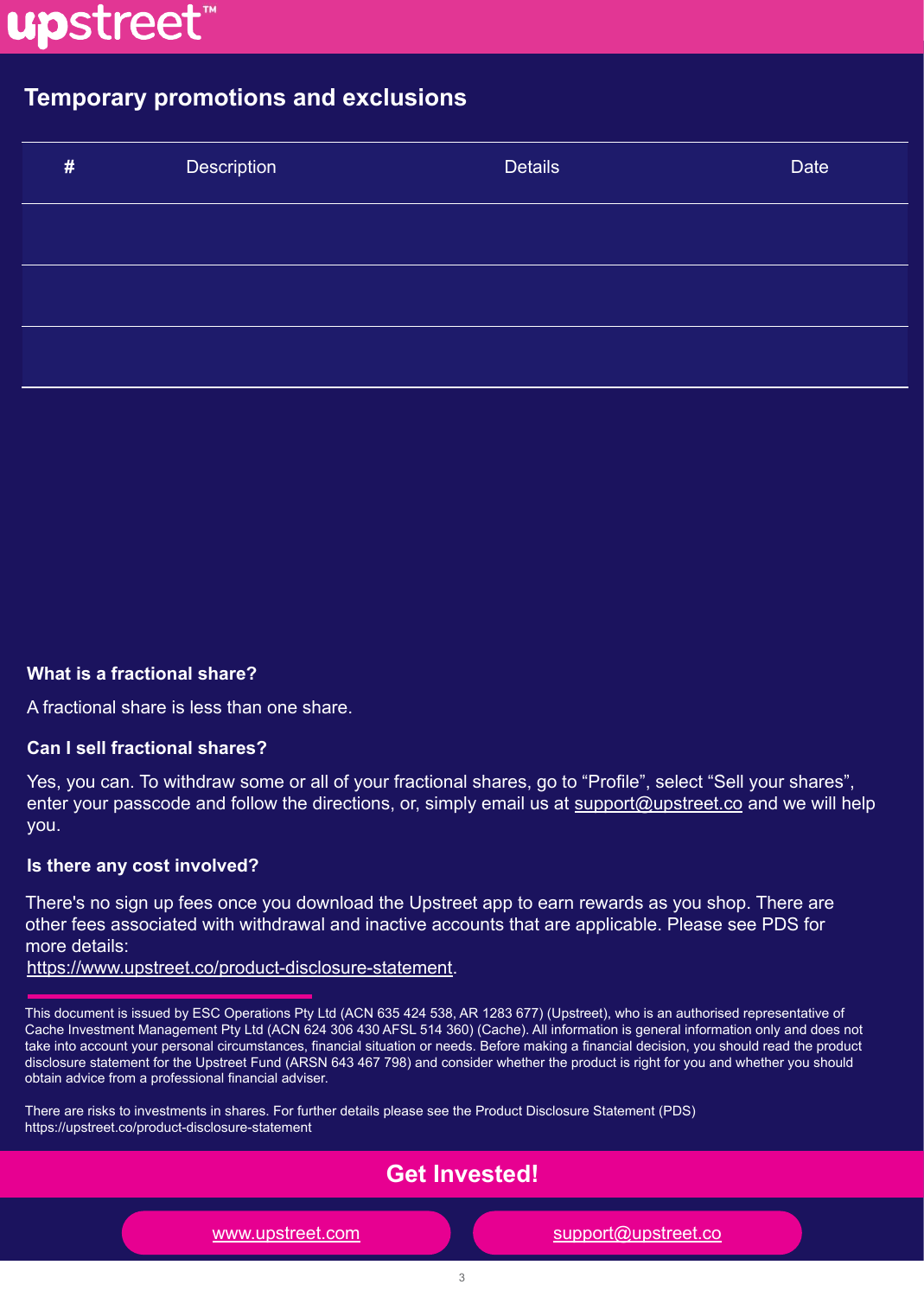upstreet™

## Temporary promotions and exclusions

| # | Description | Details | Date |
|---|---|---|---|
| | | | |
| | | | |
| | | | |

### What is a fractional share?

A fractional share is less than one share.

### Can I sell fractional shares?

Yes, you can. To withdraw some or all of your fractional shares, go to “Profile”, select “Sell your shares”, enter your passcode and follow the directions, or, simply email us at support@upstreet.co and we will help you.

### Is there any cost involved?

There's no sign up fees once you download the Upstreet app to earn rewards as you shop. There are other fees associated with withdrawal and inactive accounts that are applicable. Please see PDS for more details:
https://www.upstreet.co/product-disclosure-statement.

This document is issued by ESC Operations Pty Ltd (ACN 635 424 538, AR 1283 677) (Upstreet), who is an authorised representative of Cache Investment Management Pty Ltd (ACN 624 306 430 AFSL 514 360) (Cache). All information is general information only and does not take into account your personal circumstances, financial situation or needs. Before making a financial decision, you should read the product disclosure statement for the Upstreet Fund (ARSN 643 467 798) and consider whether the product is right for you and whether you should obtain advice from a professional financial adviser.

There are risks to investments in shares. For further details please see the Product Disclosure Statement (PDS)
https://upstreet.co/product-disclosure-statement

**Get Invested!**

www.upstreet.com | support@upstreet.co